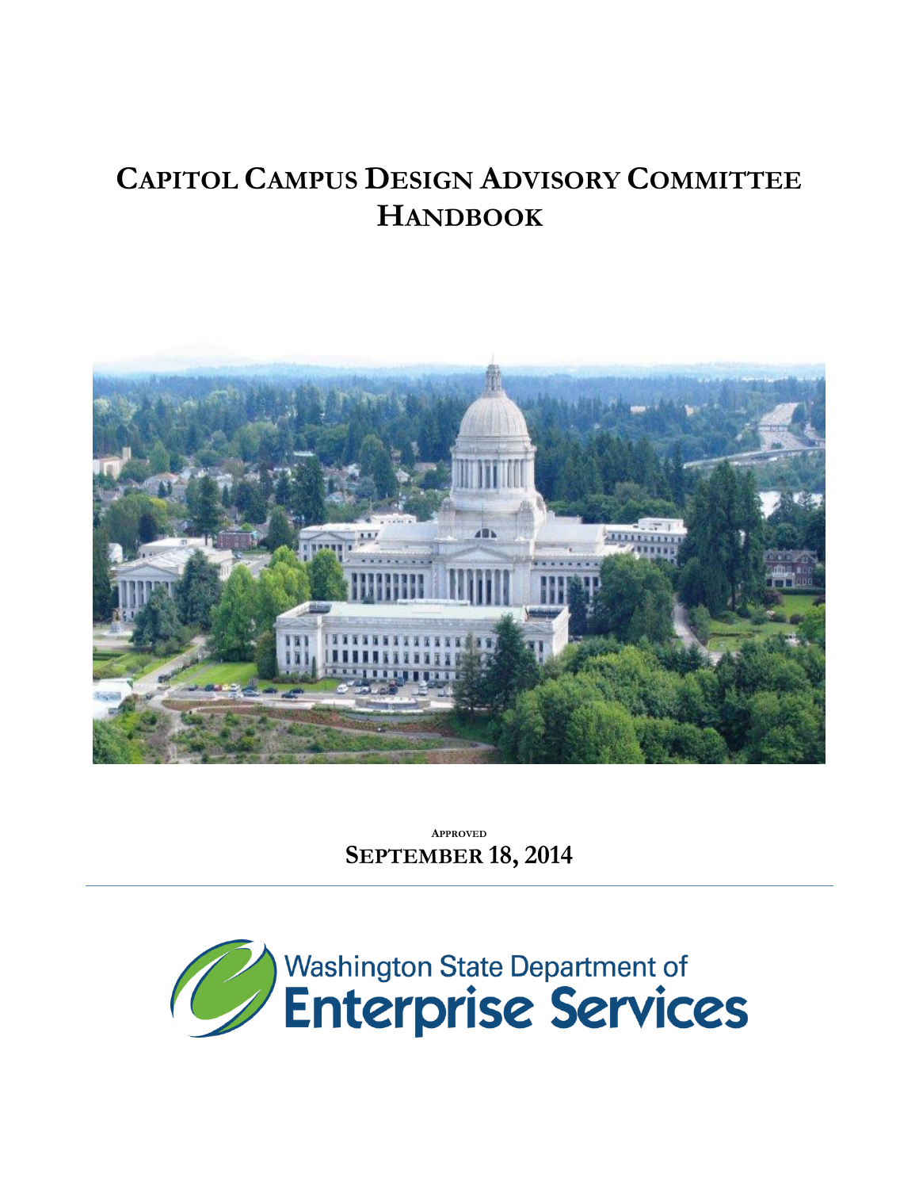# Capitol Campus Design Advisory Committee Handbook

Approved

**September 18, 2014**

---

Washington State Department of Enterprise Services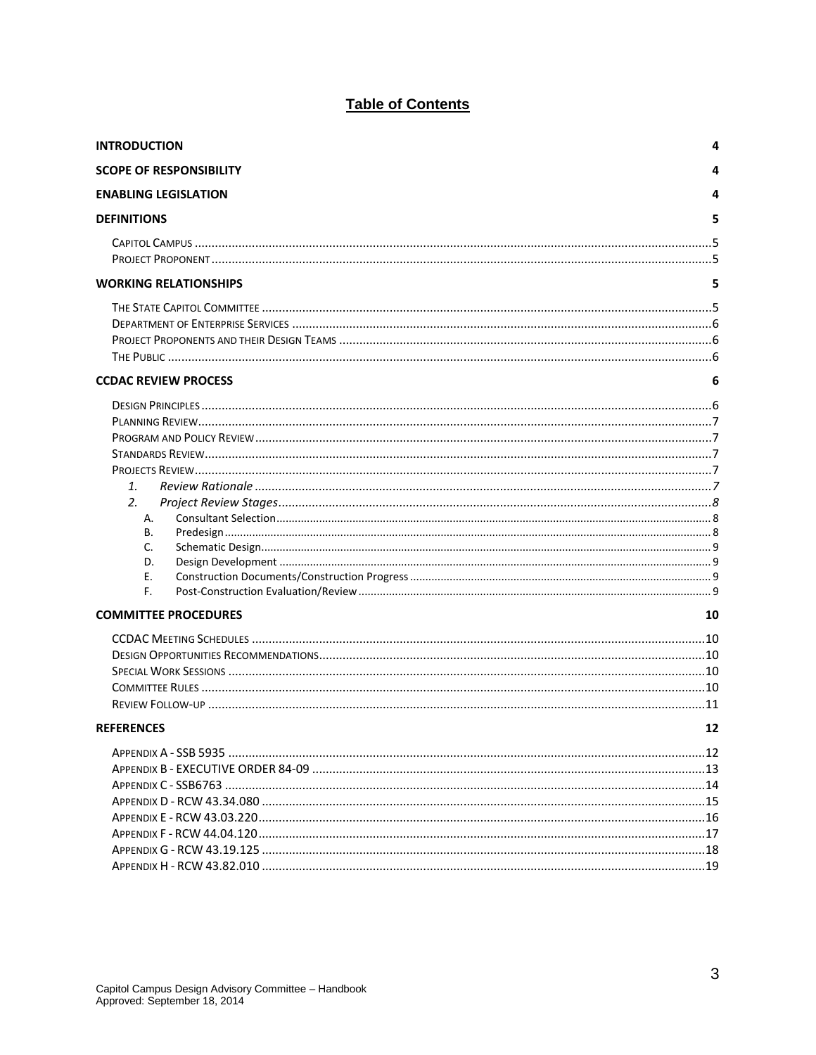# Table of Contents

**INTRODUCTION** 4

**SCOPE OF RESPONSIBILITY** 4

**ENABLING LEGISLATION** 4

**DEFINITIONS** 5

- Capitol Campus ....5
- Project Proponent ....5

**WORKING RELATIONSHIPS** 5

- The State Capitol Committee ....5
- Department of Enterprise Services ....6
- Project Proponents and their Design Teams ....6
- The Public ....6

**CCDAC REVIEW PROCESS** 6

- Design Principles ....6
- Planning Review ....7
- Program and Policy Review ....7
- Standards Review ....7
- Projects Review ....7
  1. *Review Rationale* ....7
  2. *Project Review Stages* ....8
     - A. Consultant Selection ....8
     - B. Predesign ....8
     - C. Schematic Design ....9
     - D. Design Development ....9
     - E. Construction Documents/Construction Progress ....9
     - F. Post-Construction Evaluation/Review ....9

**COMMITTEE PROCEDURES** 10

- CCDAC Meeting Schedules ....10
- Design Opportunities Recommendations ....10
- Special Work Sessions ....10
- Committee Rules ....10
- Review Follow-up ....11

**REFERENCES** 12

- Appendix A - SSB 5935 ....12
- Appendix B - EXECUTIVE ORDER 84-09 ....13
- Appendix C - SSB6763 ....14
- Appendix D - RCW 43.34.080 ....15
- Appendix E - RCW 43.03.220 ....16
- Appendix F - RCW 44.04.120 ....17
- Appendix G - RCW 43.19.125 ....18
- Appendix H - RCW 43.82.010 ....19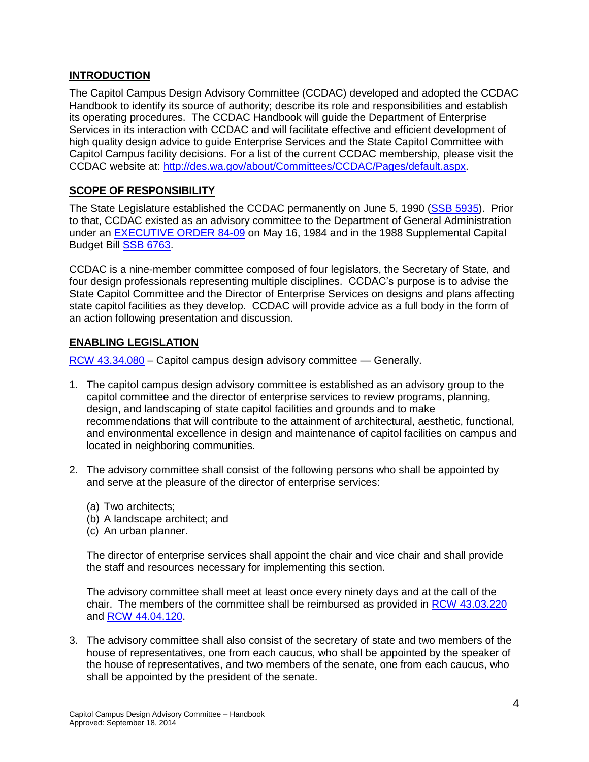## INTRODUCTION

The Capitol Campus Design Advisory Committee (CCDAC) developed and adopted the CCDAC Handbook to identify its source of authority; describe its role and responsibilities and establish its operating procedures. The CCDAC Handbook will guide the Department of Enterprise Services in its interaction with CCDAC and will facilitate effective and efficient development of high quality design advice to guide Enterprise Services and the State Capitol Committee with Capitol Campus facility decisions. For a list of the current CCDAC membership, please visit the CCDAC website at: [http://des.wa.gov/about/Committees/CCDAC/Pages/default.aspx](http://des.wa.gov/about/Committees/CCDAC/Pages/default.aspx).

## SCOPE OF RESPONSIBILITY

The State Legislature established the CCDAC permanently on June 5, 1990 (SSB 5935). Prior to that, CCDAC existed as an advisory committee to the Department of General Administration under an EXECUTIVE ORDER 84-09 on May 16, 1984 and in the 1988 Supplemental Capital Budget Bill SSB 6763.

CCDAC is a nine-member committee composed of four legislators, the Secretary of State, and four design professionals representing multiple disciplines. CCDAC's purpose is to advise the State Capitol Committee and the Director of Enterprise Services on designs and plans affecting state capitol facilities as they develop. CCDAC will provide advice as a full body in the form of an action following presentation and discussion.

## ENABLING LEGISLATION

RCW 43.34.080 – Capitol campus design advisory committee — Generally.

1. The capitol campus design advisory committee is established as an advisory group to the capitol committee and the director of enterprise services to review programs, planning, design, and landscaping of state capitol facilities and grounds and to make recommendations that will contribute to the attainment of architectural, aesthetic, functional, and environmental excellence in design and maintenance of capitol facilities on campus and located in neighboring communities.

2. The advisory committee shall consist of the following persons who shall be appointed by and serve at the pleasure of the director of enterprise services:

   (a) Two architects;
   (b) A landscape architect; and
   (c) An urban planner.

   The director of enterprise services shall appoint the chair and vice chair and shall provide the staff and resources necessary for implementing this section.

   The advisory committee shall meet at least once every ninety days and at the call of the chair. The members of the committee shall be reimbursed as provided in RCW 43.03.220 and RCW 44.04.120.

3. The advisory committee shall also consist of the secretary of state and two members of the house of representatives, one from each caucus, who shall be appointed by the speaker of the house of representatives, and two members of the senate, one from each caucus, who shall be appointed by the president of the senate.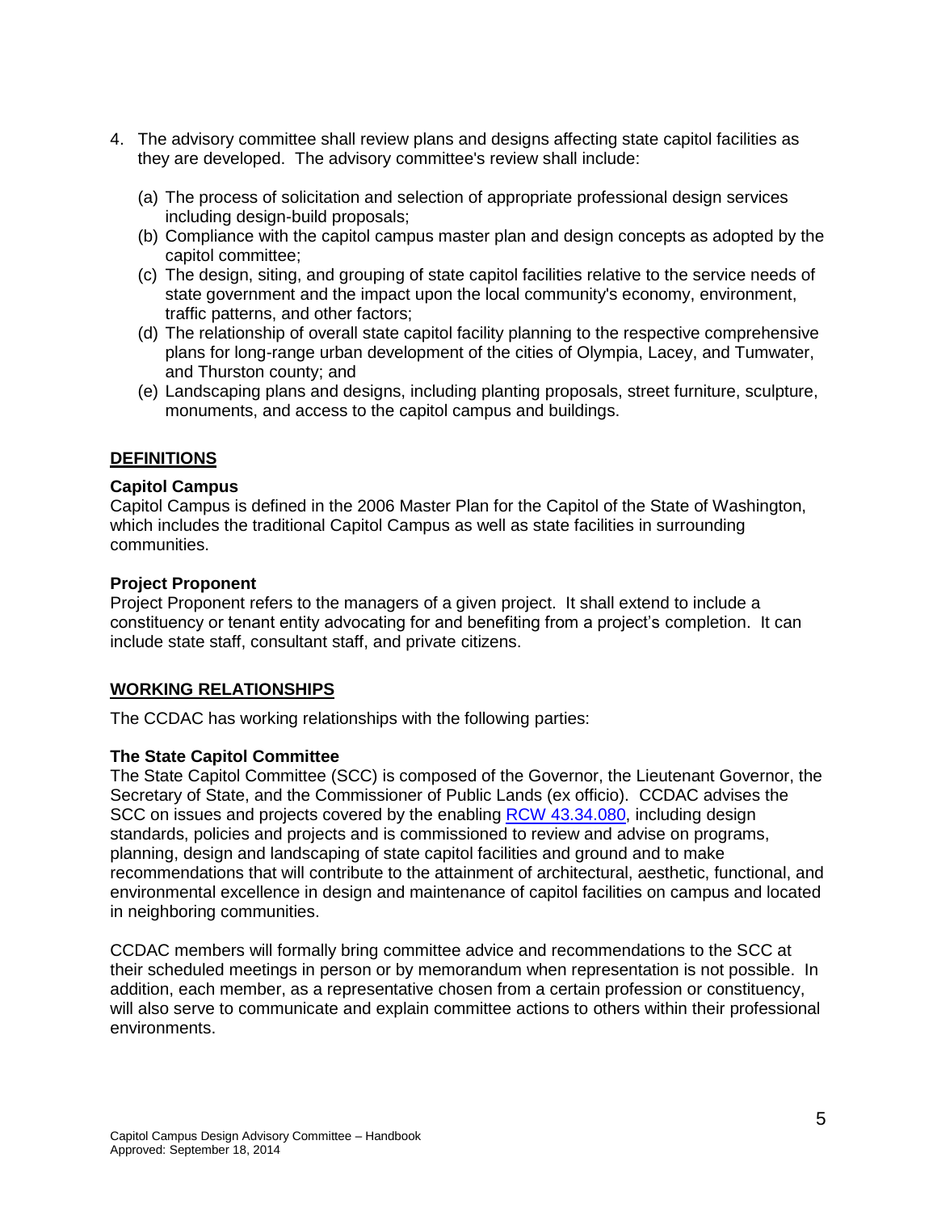4. The advisory committee shall review plans and designs affecting state capitol facilities as they are developed. The advisory committee's review shall include:

   (a) The process of solicitation and selection of appropriate professional design services including design-build proposals;
   (b) Compliance with the capitol campus master plan and design concepts as adopted by the capitol committee;
   (c) The design, siting, and grouping of state capitol facilities relative to the service needs of state government and the impact upon the local community's economy, environment, traffic patterns, and other factors;
   (d) The relationship of overall state capitol facility planning to the respective comprehensive plans for long-range urban development of the cities of Olympia, Lacey, and Tumwater, and Thurston county; and
   (e) Landscaping plans and designs, including planting proposals, street furniture, sculpture, monuments, and access to the capitol campus and buildings.

## DEFINITIONS

**Capitol Campus**
Capitol Campus is defined in the 2006 Master Plan for the Capitol of the State of Washington, which includes the traditional Capitol Campus as well as state facilities in surrounding communities.

**Project Proponent**
Project Proponent refers to the managers of a given project. It shall extend to include a constituency or tenant entity advocating for and benefiting from a project's completion. It can include state staff, consultant staff, and private citizens.

## WORKING RELATIONSHIPS

The CCDAC has working relationships with the following parties:

**The State Capitol Committee**
The State Capitol Committee (SCC) is composed of the Governor, the Lieutenant Governor, the Secretary of State, and the Commissioner of Public Lands (ex officio). CCDAC advises the SCC on issues and projects covered by the enabling RCW 43.34.080, including design standards, policies and projects and is commissioned to review and advise on programs, planning, design and landscaping of state capitol facilities and ground and to make recommendations that will contribute to the attainment of architectural, aesthetic, functional, and environmental excellence in design and maintenance of capitol facilities on campus and located in neighboring communities.

CCDAC members will formally bring committee advice and recommendations to the SCC at their scheduled meetings in person or by memorandum when representation is not possible. In addition, each member, as a representative chosen from a certain profession or constituency, will also serve to communicate and explain committee actions to others within their professional environments.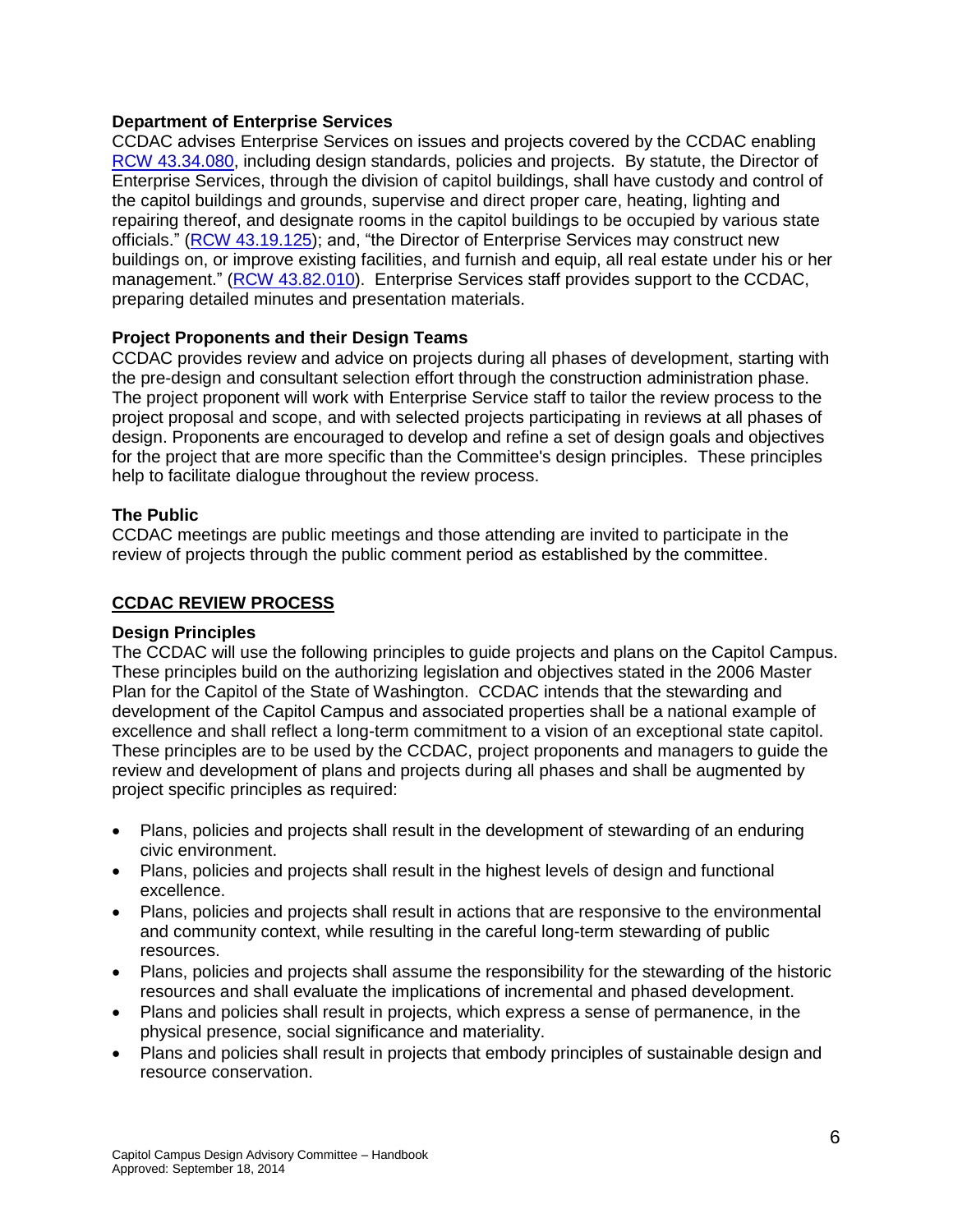### Department of Enterprise Services

CCDAC advises Enterprise Services on issues and projects covered by the CCDAC enabling [RCW 43.34.080](), including design standards, policies and projects. By statute, the Director of Enterprise Services, through the division of capitol buildings, shall have custody and control of the capitol buildings and grounds, supervise and direct proper care, heating, lighting and repairing thereof, and designate rooms in the capitol buildings to be occupied by various state officials." ([RCW 43.19.125]()); and, "the Director of Enterprise Services may construct new buildings on, or improve existing facilities, and furnish and equip, all real estate under his or her management." ([RCW 43.82.010]()). Enterprise Services staff provides support to the CCDAC, preparing detailed minutes and presentation materials.

### Project Proponents and their Design Teams

CCDAC provides review and advice on projects during all phases of development, starting with the pre-design and consultant selection effort through the construction administration phase. The project proponent will work with Enterprise Service staff to tailor the review process to the project proposal and scope, and with selected projects participating in reviews at all phases of design. Proponents are encouraged to develop and refine a set of design goals and objectives for the project that are more specific than the Committee's design principles. These principles help to facilitate dialogue throughout the review process.

### The Public

CCDAC meetings are public meetings and those attending are invited to participate in the review of projects through the public comment period as established by the committee.

## CCDAC REVIEW PROCESS

### Design Principles

The CCDAC will use the following principles to guide projects and plans on the Capitol Campus. These principles build on the authorizing legislation and objectives stated in the 2006 Master Plan for the Capitol of the State of Washington. CCDAC intends that the stewarding and development of the Capitol Campus and associated properties shall be a national example of excellence and shall reflect a long-term commitment to a vision of an exceptional state capitol. These principles are to be used by the CCDAC, project proponents and managers to guide the review and development of plans and projects during all phases and shall be augmented by project specific principles as required:

- Plans, policies and projects shall result in the development of stewarding of an enduring civic environment.
- Plans, policies and projects shall result in the highest levels of design and functional excellence.
- Plans, policies and projects shall result in actions that are responsive to the environmental and community context, while resulting in the careful long-term stewarding of public resources.
- Plans, policies and projects shall assume the responsibility for the stewarding of the historic resources and shall evaluate the implications of incremental and phased development.
- Plans and policies shall result in projects, which express a sense of permanence, in the physical presence, social significance and materiality.
- Plans and policies shall result in projects that embody principles of sustainable design and resource conservation.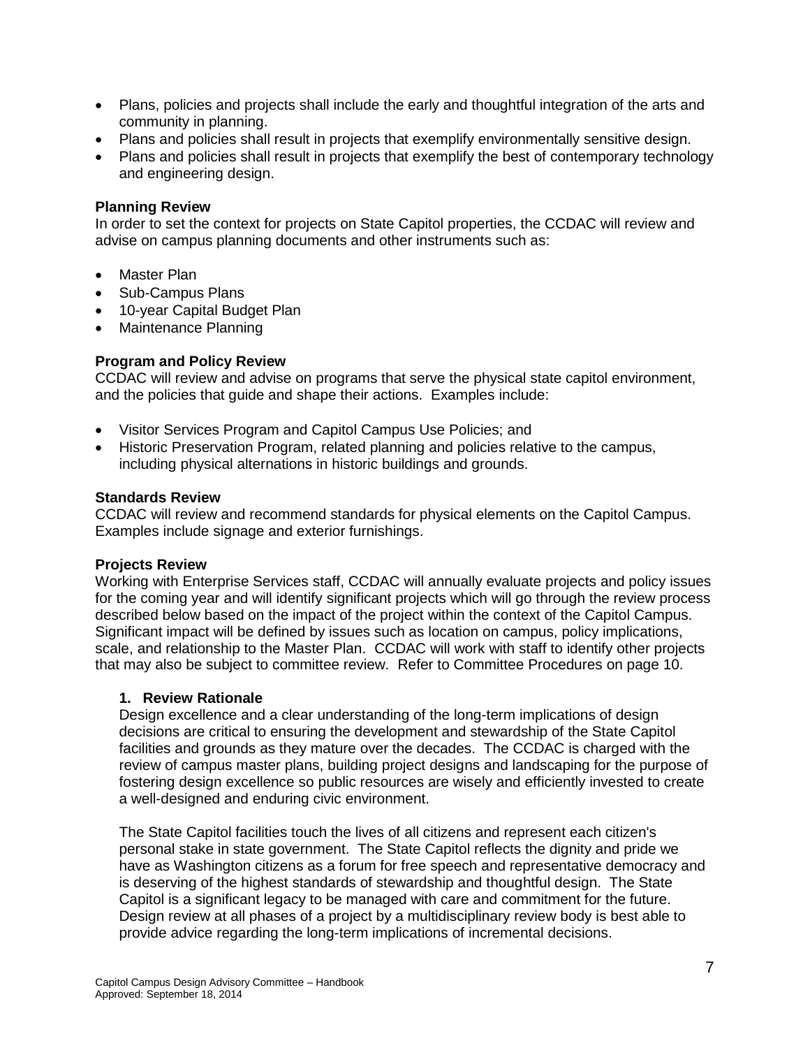- Plans, policies and projects shall include the early and thoughtful integration of the arts and community in planning.
- Plans and policies shall result in projects that exemplify environmentally sensitive design.
- Plans and policies shall result in projects that exemplify the best of contemporary technology and engineering design.

**Planning Review**

In order to set the context for projects on State Capitol properties, the CCDAC will review and advise on campus planning documents and other instruments such as:

- Master Plan
- Sub-Campus Plans
- 10-year Capital Budget Plan
- Maintenance Planning

**Program and Policy Review**

CCDAC will review and advise on programs that serve the physical state capitol environment, and the policies that guide and shape their actions. Examples include:

- Visitor Services Program and Capitol Campus Use Policies; and
- Historic Preservation Program, related planning and policies relative to the campus, including physical alternations in historic buildings and grounds.

**Standards Review**

CCDAC will review and recommend standards for physical elements on the Capitol Campus. Examples include signage and exterior furnishings.

**Projects Review**

Working with Enterprise Services staff, CCDAC will annually evaluate projects and policy issues for the coming year and will identify significant projects which will go through the review process described below based on the impact of the project within the context of the Capitol Campus. Significant impact will be defined by issues such as location on campus, policy implications, scale, and relationship to the Master Plan. CCDAC will work with staff to identify other projects that may also be subject to committee review. Refer to Committee Procedures on page 10.

1. **Review Rationale**

   Design excellence and a clear understanding of the long-term implications of design decisions are critical to ensuring the development and stewardship of the State Capitol facilities and grounds as they mature over the decades. The CCDAC is charged with the review of campus master plans, building project designs and landscaping for the purpose of fostering design excellence so public resources are wisely and efficiently invested to create a well-designed and enduring civic environment.

   The State Capitol facilities touch the lives of all citizens and represent each citizen's personal stake in state government. The State Capitol reflects the dignity and pride we have as Washington citizens as a forum for free speech and representative democracy and is deserving of the highest standards of stewardship and thoughtful design. The State Capitol is a significant legacy to be managed with care and commitment for the future. Design review at all phases of a project by a multidisciplinary review body is best able to provide advice regarding the long-term implications of incremental decisions.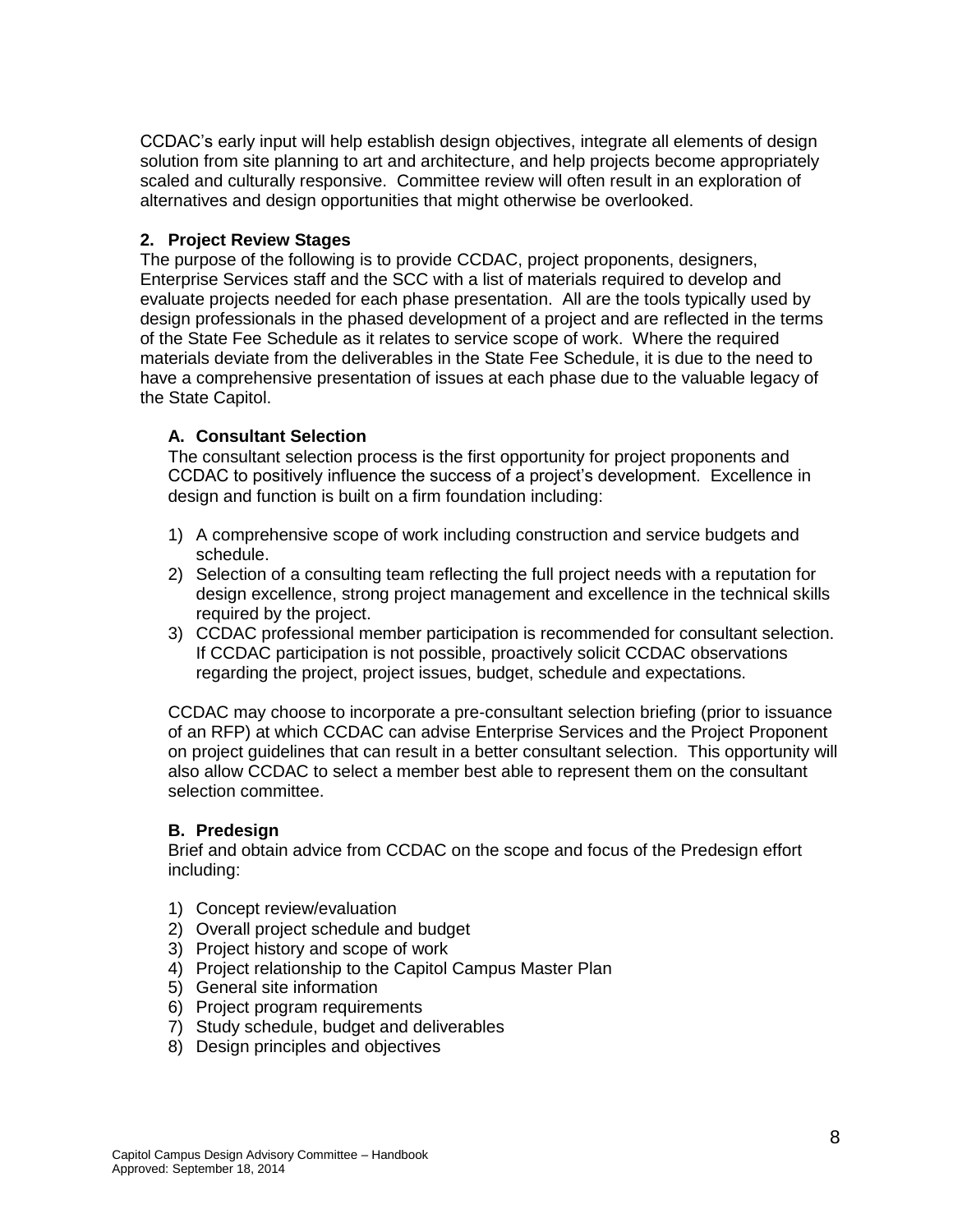CCDAC's early input will help establish design objectives, integrate all elements of design solution from site planning to art and architecture, and help projects become appropriately scaled and culturally responsive. Committee review will often result in an exploration of alternatives and design opportunities that might otherwise be overlooked.

## 2. Project Review Stages

The purpose of the following is to provide CCDAC, project proponents, designers, Enterprise Services staff and the SCC with a list of materials required to develop and evaluate projects needed for each phase presentation. All are the tools typically used by design professionals in the phased development of a project and are reflected in the terms of the State Fee Schedule as it relates to service scope of work. Where the required materials deviate from the deliverables in the State Fee Schedule, it is due to the need to have a comprehensive presentation of issues at each phase due to the valuable legacy of the State Capitol.

### A. Consultant Selection

The consultant selection process is the first opportunity for project proponents and CCDAC to positively influence the success of a project's development. Excellence in design and function is built on a firm foundation including:

1) A comprehensive scope of work including construction and service budgets and schedule.
2) Selection of a consulting team reflecting the full project needs with a reputation for design excellence, strong project management and excellence in the technical skills required by the project.
3) CCDAC professional member participation is recommended for consultant selection. If CCDAC participation is not possible, proactively solicit CCDAC observations regarding the project, project issues, budget, schedule and expectations.

CCDAC may choose to incorporate a pre-consultant selection briefing (prior to issuance of an RFP) at which CCDAC can advise Enterprise Services and the Project Proponent on project guidelines that can result in a better consultant selection. This opportunity will also allow CCDAC to select a member best able to represent them on the consultant selection committee.

### B. Predesign

Brief and obtain advice from CCDAC on the scope and focus of the Predesign effort including:

1) Concept review/evaluation
2) Overall project schedule and budget
3) Project history and scope of work
4) Project relationship to the Capitol Campus Master Plan
5) General site information
6) Project program requirements
7) Study schedule, budget and deliverables
8) Design principles and objectives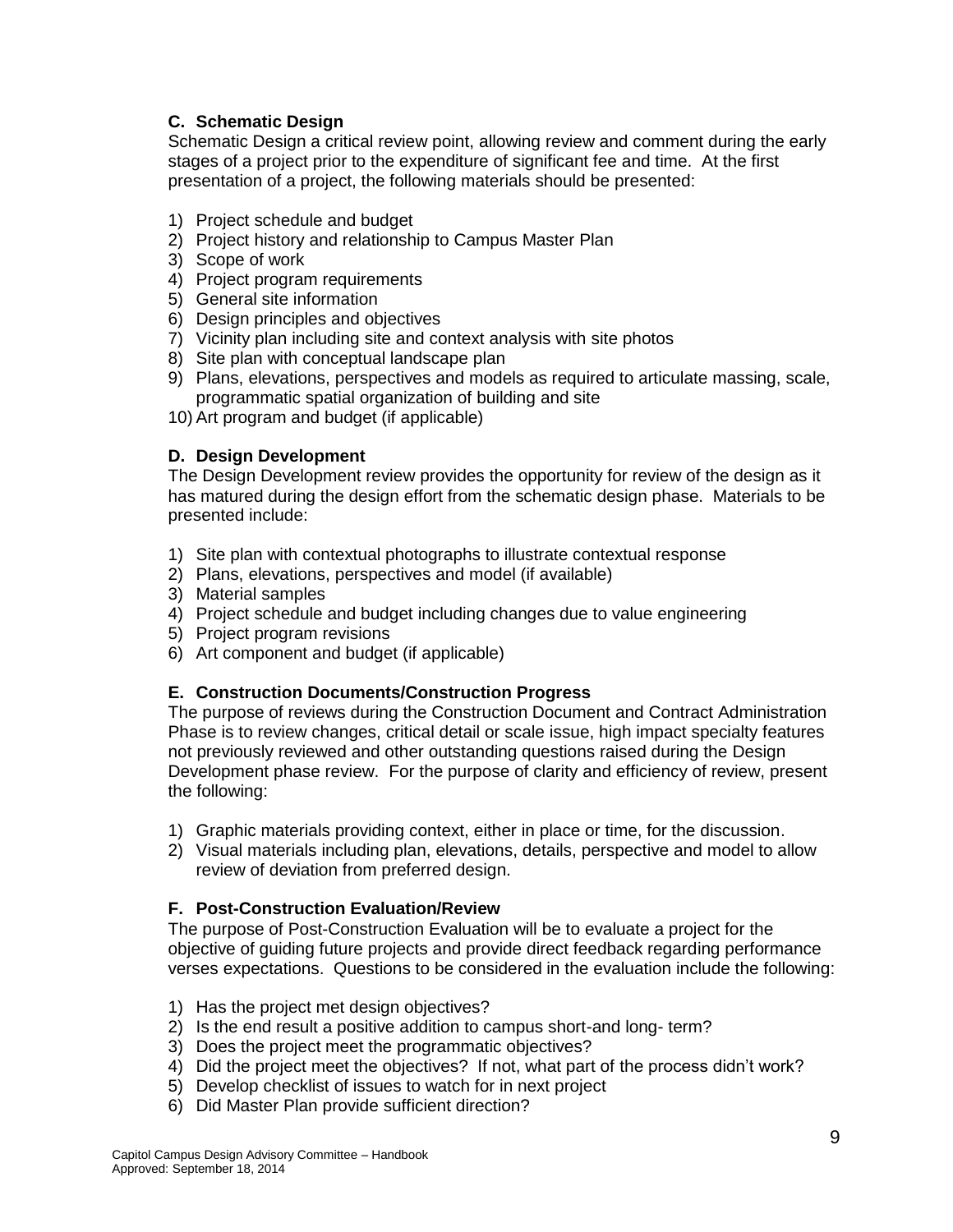### C. Schematic Design

Schematic Design a critical review point, allowing review and comment during the early stages of a project prior to the expenditure of significant fee and time. At the first presentation of a project, the following materials should be presented:

1) Project schedule and budget
2) Project history and relationship to Campus Master Plan
3) Scope of work
4) Project program requirements
5) General site information
6) Design principles and objectives
7) Vicinity plan including site and context analysis with site photos
8) Site plan with conceptual landscape plan
9) Plans, elevations, perspectives and models as required to articulate massing, scale, programmatic spatial organization of building and site
10) Art program and budget (if applicable)

### D. Design Development

The Design Development review provides the opportunity for review of the design as it has matured during the design effort from the schematic design phase. Materials to be presented include:

1) Site plan with contextual photographs to illustrate contextual response
2) Plans, elevations, perspectives and model (if available)
3) Material samples
4) Project schedule and budget including changes due to value engineering
5) Project program revisions
6) Art component and budget (if applicable)

### E. Construction Documents/Construction Progress

The purpose of reviews during the Construction Document and Contract Administration Phase is to review changes, critical detail or scale issue, high impact specialty features not previously reviewed and other outstanding questions raised during the Design Development phase review. For the purpose of clarity and efficiency of review, present the following:

1) Graphic materials providing context, either in place or time, for the discussion.
2) Visual materials including plan, elevations, details, perspective and model to allow review of deviation from preferred design.

### F. Post-Construction Evaluation/Review

The purpose of Post-Construction Evaluation will be to evaluate a project for the objective of guiding future projects and provide direct feedback regarding performance verses expectations. Questions to be considered in the evaluation include the following:

1) Has the project met design objectives?
2) Is the end result a positive addition to campus short-and long- term?
3) Does the project meet the programmatic objectives?
4) Did the project meet the objectives? If not, what part of the process didn't work?
5) Develop checklist of issues to watch for in next project
6) Did Master Plan provide sufficient direction?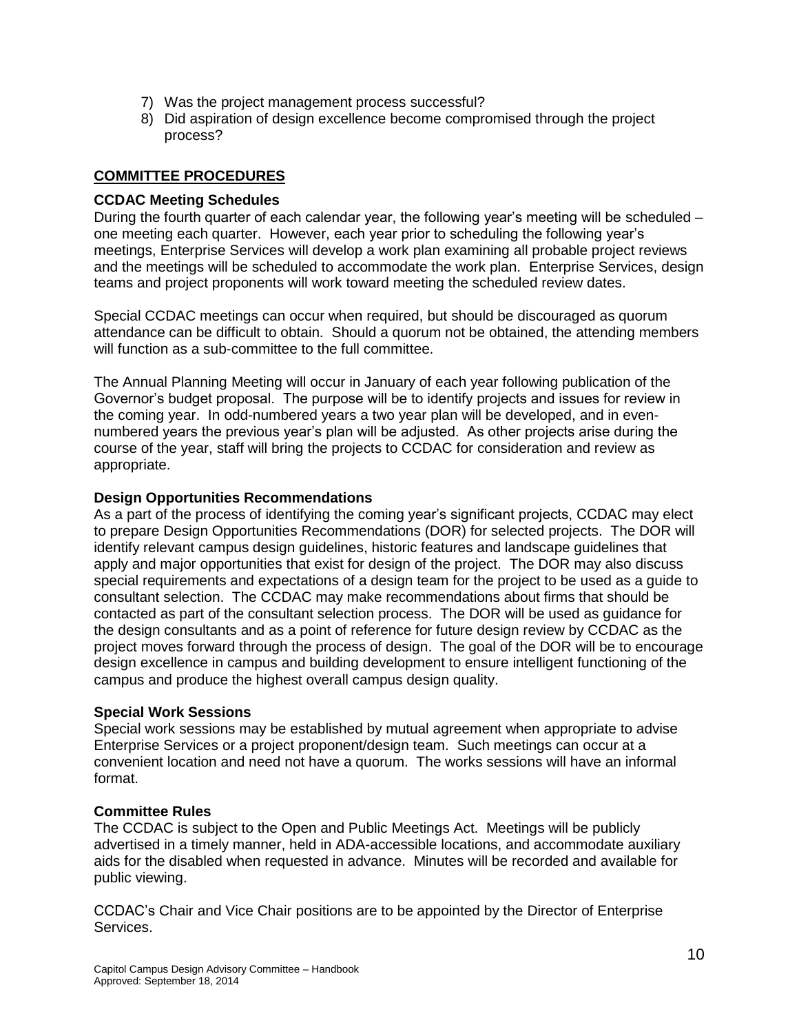7) Was the project management process successful?
8) Did aspiration of design excellence become compromised through the project process?

## COMMITTEE PROCEDURES

### CCDAC Meeting Schedules

During the fourth quarter of each calendar year, the following year's meeting will be scheduled – one meeting each quarter. However, each year prior to scheduling the following year's meetings, Enterprise Services will develop a work plan examining all probable project reviews and the meetings will be scheduled to accommodate the work plan. Enterprise Services, design teams and project proponents will work toward meeting the scheduled review dates.

Special CCDAC meetings can occur when required, but should be discouraged as quorum attendance can be difficult to obtain. Should a quorum not be obtained, the attending members will function as a sub-committee to the full committee.

The Annual Planning Meeting will occur in January of each year following publication of the Governor's budget proposal. The purpose will be to identify projects and issues for review in the coming year. In odd-numbered years a two year plan will be developed, and in even-numbered years the previous year's plan will be adjusted. As other projects arise during the course of the year, staff will bring the projects to CCDAC for consideration and review as appropriate.

### Design Opportunities Recommendations

As a part of the process of identifying the coming year's significant projects, CCDAC may elect to prepare Design Opportunities Recommendations (DOR) for selected projects. The DOR will identify relevant campus design guidelines, historic features and landscape guidelines that apply and major opportunities that exist for design of the project. The DOR may also discuss special requirements and expectations of a design team for the project to be used as a guide to consultant selection. The CCDAC may make recommendations about firms that should be contacted as part of the consultant selection process. The DOR will be used as guidance for the design consultants and as a point of reference for future design review by CCDAC as the project moves forward through the process of design. The goal of the DOR will be to encourage design excellence in campus and building development to ensure intelligent functioning of the campus and produce the highest overall campus design quality.

### Special Work Sessions

Special work sessions may be established by mutual agreement when appropriate to advise Enterprise Services or a project proponent/design team. Such meetings can occur at a convenient location and need not have a quorum. The works sessions will have an informal format.

### Committee Rules

The CCDAC is subject to the Open and Public Meetings Act. Meetings will be publicly advertised in a timely manner, held in ADA-accessible locations, and accommodate auxiliary aids for the disabled when requested in advance. Minutes will be recorded and available for public viewing.

CCDAC's Chair and Vice Chair positions are to be appointed by the Director of Enterprise Services.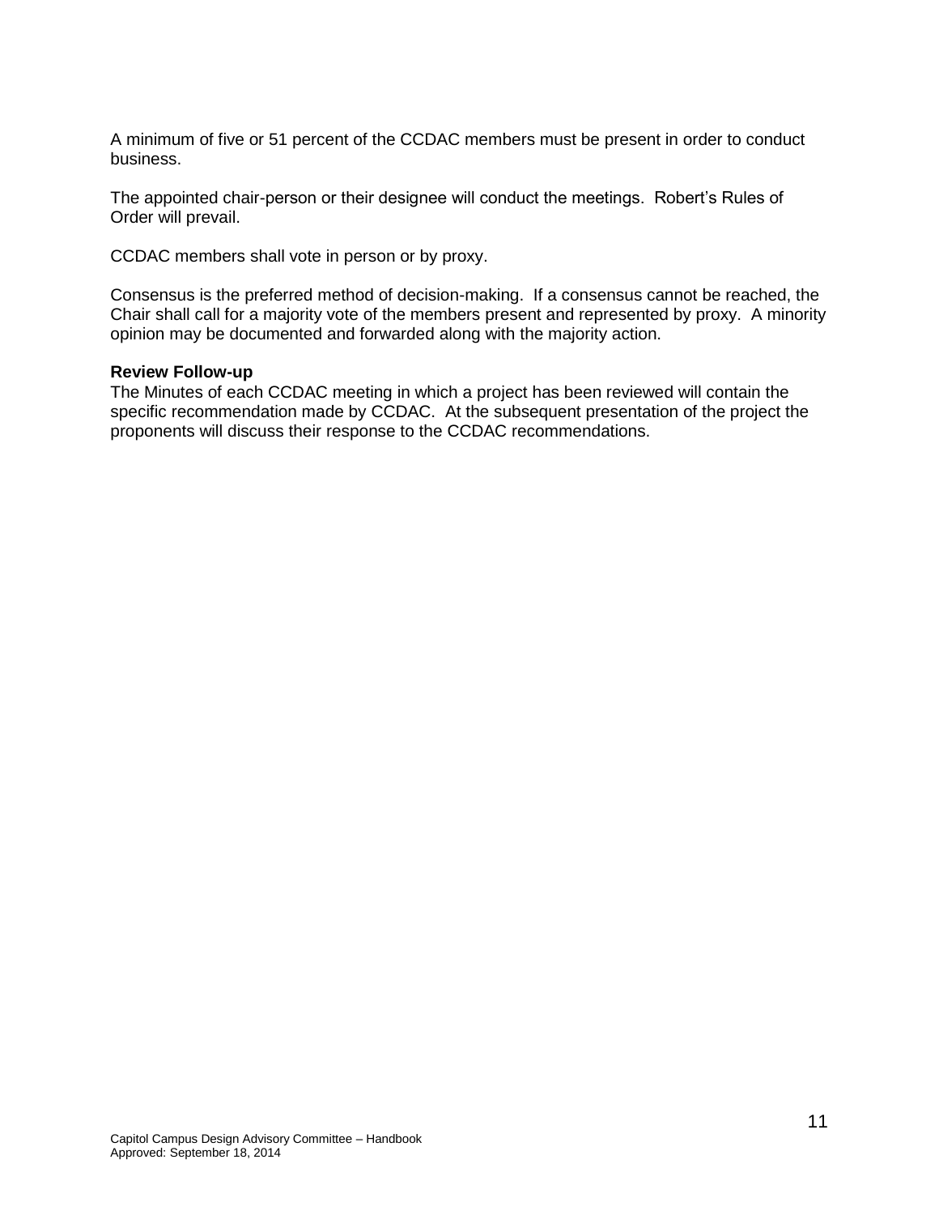A minimum of five or 51 percent of the CCDAC members must be present in order to conduct business.

The appointed chair-person or their designee will conduct the meetings. Robert's Rules of Order will prevail.

CCDAC members shall vote in person or by proxy.

Consensus is the preferred method of decision-making. If a consensus cannot be reached, the Chair shall call for a majority vote of the members present and represented by proxy. A minority opinion may be documented and forwarded along with the majority action.

**Review Follow-up**

The Minutes of each CCDAC meeting in which a project has been reviewed will contain the specific recommendation made by CCDAC. At the subsequent presentation of the project the proponents will discuss their response to the CCDAC recommendations.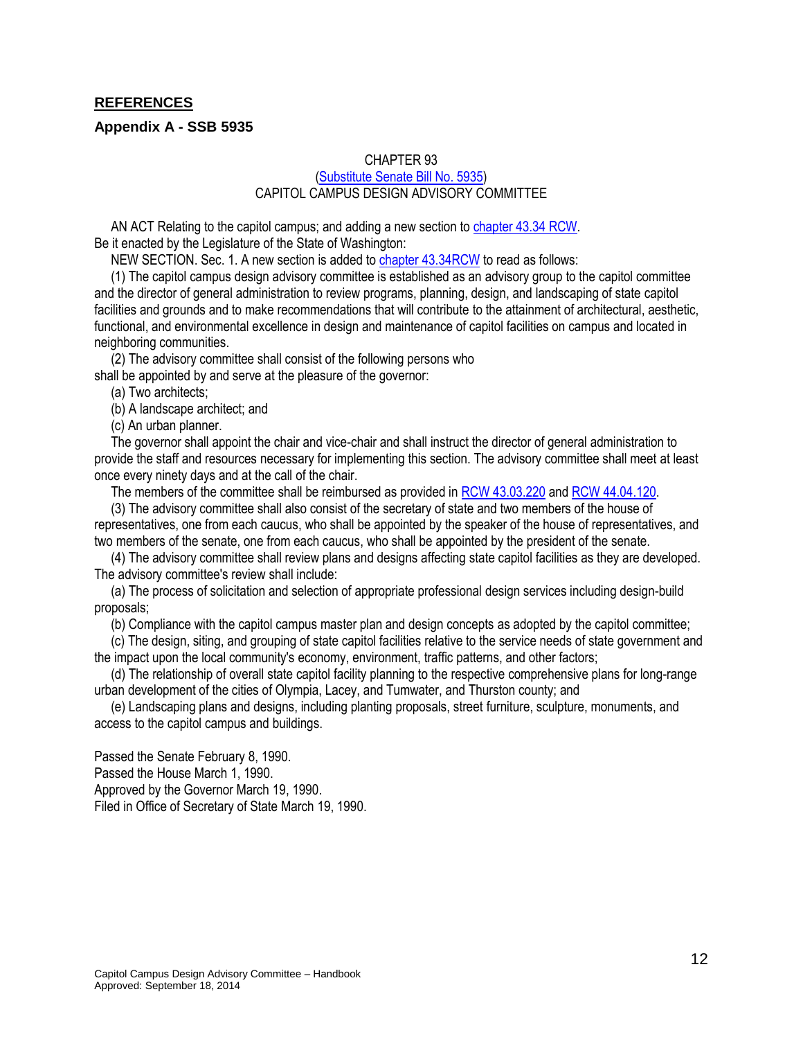## REFERENCES

### Appendix A - SSB 5935

CHAPTER 93
(Substitute Senate Bill No. 5935)
CAPITOL CAMPUS DESIGN ADVISORY COMMITTEE

AN ACT Relating to the capitol campus; and adding a new section to chapter 43.34 RCW.
Be it enacted by the Legislature of the State of Washington:

NEW SECTION. Sec. 1. A new section is added to chapter 43.34RCW to read as follows:

(1) The capitol campus design advisory committee is established as an advisory group to the capitol committee and the director of general administration to review programs, planning, design, and landscaping of state capitol facilities and grounds and to make recommendations that will contribute to the attainment of architectural, aesthetic, functional, and environmental excellence in design and maintenance of capitol facilities on campus and located in neighboring communities.

(2) The advisory committee shall consist of the following persons who shall be appointed by and serve at the pleasure of the governor:

(a) Two architects;

(b) A landscape architect; and

(c) An urban planner.

The governor shall appoint the chair and vice-chair and shall instruct the director of general administration to provide the staff and resources necessary for implementing this section. The advisory committee shall meet at least once every ninety days and at the call of the chair.

The members of the committee shall be reimbursed as provided in RCW 43.03.220 and RCW 44.04.120.

(3) The advisory committee shall also consist of the secretary of state and two members of the house of representatives, one from each caucus, who shall be appointed by the speaker of the house of representatives, and two members of the senate, one from each caucus, who shall be appointed by the president of the senate.

(4) The advisory committee shall review plans and designs affecting state capitol facilities as they are developed. The advisory committee's review shall include:

(a) The process of solicitation and selection of appropriate professional design services including design-build proposals;

(b) Compliance with the capitol campus master plan and design concepts as adopted by the capitol committee;

(c) The design, siting, and grouping of state capitol facilities relative to the service needs of state government and the impact upon the local community's economy, environment, traffic patterns, and other factors;

(d) The relationship of overall state capitol facility planning to the respective comprehensive plans for long-range urban development of the cities of Olympia, Lacey, and Tumwater, and Thurston county; and

(e) Landscaping plans and designs, including planting proposals, street furniture, sculpture, monuments, and access to the capitol campus and buildings.

Passed the Senate February 8, 1990.
Passed the House March 1, 1990.
Approved by the Governor March 19, 1990.
Filed in Office of Secretary of State March 19, 1990.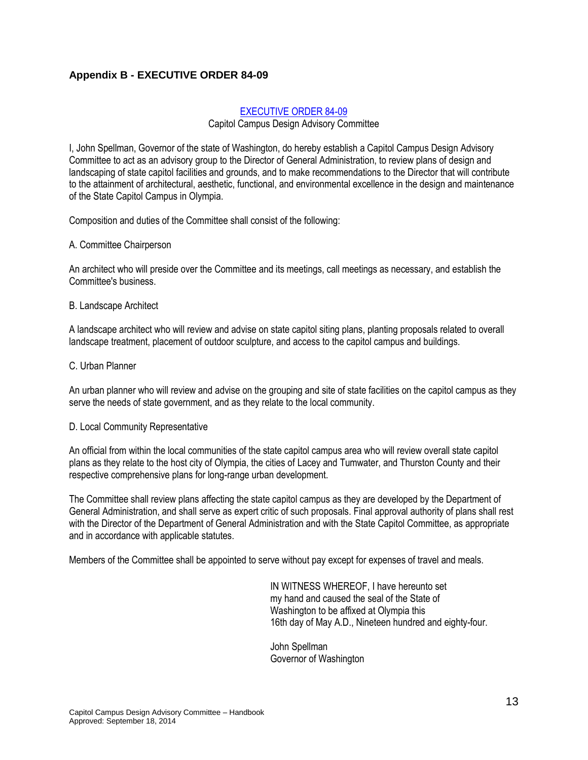## Appendix B - EXECUTIVE ORDER 84-09

[EXECUTIVE ORDER 84-09]

Capitol Campus Design Advisory Committee

I, John Spellman, Governor of the state of Washington, do hereby establish a Capitol Campus Design Advisory Committee to act as an advisory group to the Director of General Administration, to review plans of design and landscaping of state capitol facilities and grounds, and to make recommendations to the Director that will contribute to the attainment of architectural, aesthetic, functional, and environmental excellence in the design and maintenance of the State Capitol Campus in Olympia.

Composition and duties of the Committee shall consist of the following:

A. Committee Chairperson

An architect who will preside over the Committee and its meetings, call meetings as necessary, and establish the Committee's business.

B. Landscape Architect

A landscape architect who will review and advise on state capitol siting plans, planting proposals related to overall landscape treatment, placement of outdoor sculpture, and access to the capitol campus and buildings.

C. Urban Planner

An urban planner who will review and advise on the grouping and site of state facilities on the capitol campus as they serve the needs of state government, and as they relate to the local community.

D. Local Community Representative

An official from within the local communities of the state capitol campus area who will review overall state capitol plans as they relate to the host city of Olympia, the cities of Lacey and Tumwater, and Thurston County and their respective comprehensive plans for long-range urban development.

The Committee shall review plans affecting the state capitol campus as they are developed by the Department of General Administration, and shall serve as expert critic of such proposals. Final approval authority of plans shall rest with the Director of the Department of General Administration and with the State Capitol Committee, as appropriate and in accordance with applicable statutes.

Members of the Committee shall be appointed to serve without pay except for expenses of travel and meals.

IN WITNESS WHEREOF, I have hereunto set my hand and caused the seal of the State of Washington to be affixed at Olympia this 16th day of May A.D., Nineteen hundred and eighty-four.

John Spellman
Governor of Washington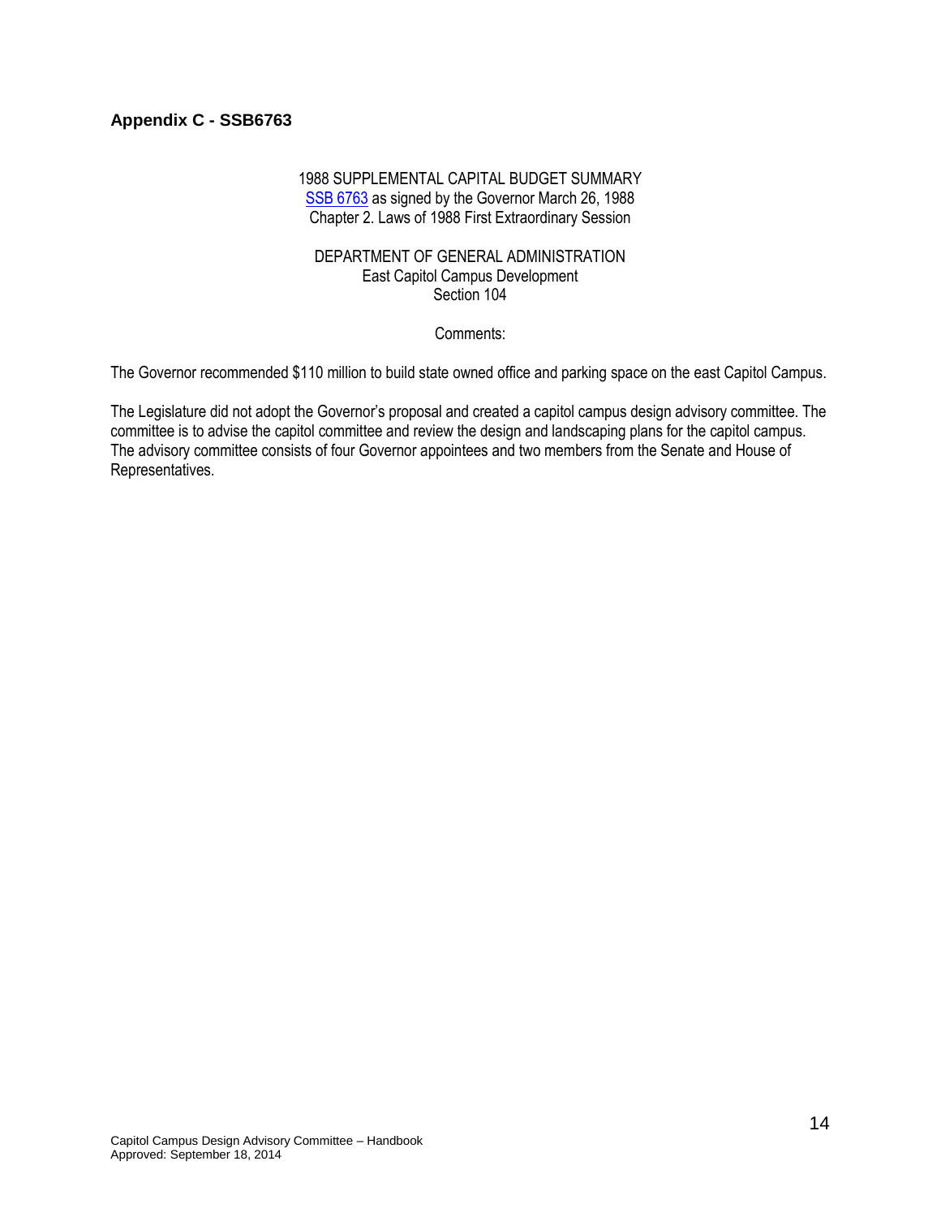## Appendix C - SSB6763

1988 SUPPLEMENTAL CAPITAL BUDGET SUMMARY
SSB 6763 as signed by the Governor March 26, 1988
Chapter 2. Laws of 1988 First Extraordinary Session

DEPARTMENT OF GENERAL ADMINISTRATION
East Capitol Campus Development
Section 104

Comments:

The Governor recommended $110 million to build state owned office and parking space on the east Capitol Campus.

The Legislature did not adopt the Governor's proposal and created a capitol campus design advisory committee. The committee is to advise the capitol committee and review the design and landscaping plans for the capitol campus. The advisory committee consists of four Governor appointees and two members from the Senate and House of Representatives.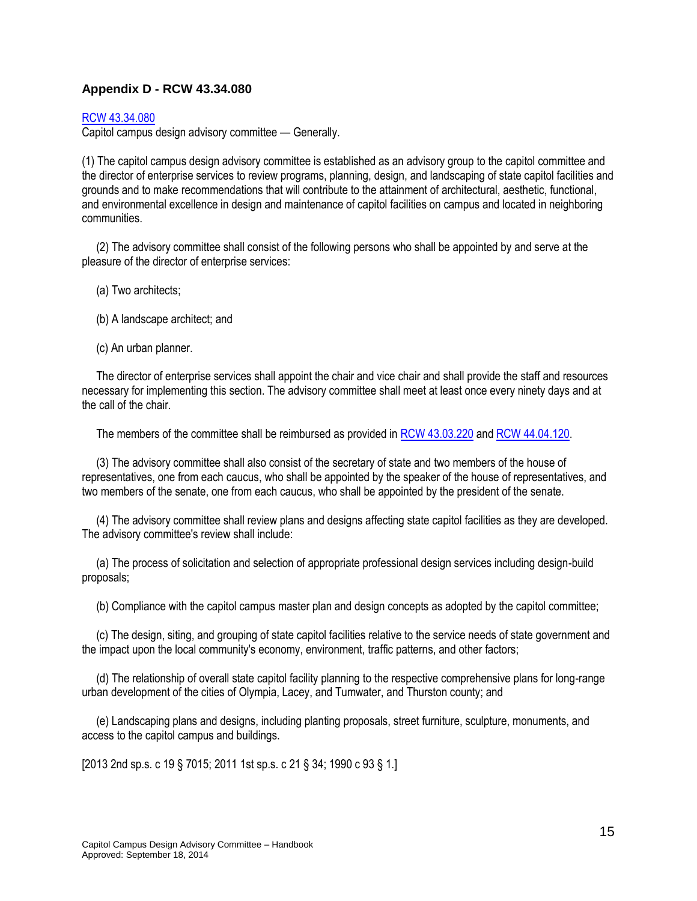## Appendix D - RCW 43.34.080

RCW 43.34.080

Capitol campus design advisory committee — Generally.

(1) The capitol campus design advisory committee is established as an advisory group to the capitol committee and the director of enterprise services to review programs, planning, design, and landscaping of state capitol facilities and grounds and to make recommendations that will contribute to the attainment of architectural, aesthetic, functional, and environmental excellence in design and maintenance of capitol facilities on campus and located in neighboring communities.

(2) The advisory committee shall consist of the following persons who shall be appointed by and serve at the pleasure of the director of enterprise services:

(a) Two architects;

(b) A landscape architect; and

(c) An urban planner.

The director of enterprise services shall appoint the chair and vice chair and shall provide the staff and resources necessary for implementing this section. The advisory committee shall meet at least once every ninety days and at the call of the chair.

The members of the committee shall be reimbursed as provided in RCW 43.03.220 and RCW 44.04.120.

(3) The advisory committee shall also consist of the secretary of state and two members of the house of representatives, one from each caucus, who shall be appointed by the speaker of the house of representatives, and two members of the senate, one from each caucus, who shall be appointed by the president of the senate.

(4) The advisory committee shall review plans and designs affecting state capitol facilities as they are developed. The advisory committee's review shall include:

(a) The process of solicitation and selection of appropriate professional design services including design-build proposals;

(b) Compliance with the capitol campus master plan and design concepts as adopted by the capitol committee;

(c) The design, siting, and grouping of state capitol facilities relative to the service needs of state government and the impact upon the local community's economy, environment, traffic patterns, and other factors;

(d) The relationship of overall state capitol facility planning to the respective comprehensive plans for long-range urban development of the cities of Olympia, Lacey, and Tumwater, and Thurston county; and

(e) Landscaping plans and designs, including planting proposals, street furniture, sculpture, monuments, and access to the capitol campus and buildings.

[2013 2nd sp.s. c 19 § 7015; 2011 1st sp.s. c 21 § 34; 1990 c 93 § 1.]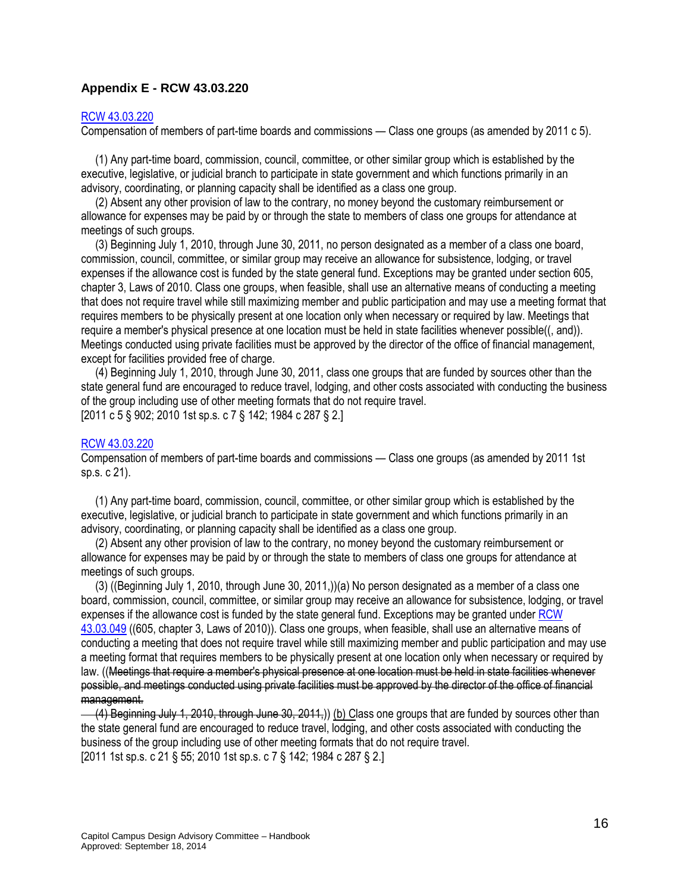## Appendix E - RCW 43.03.220

[RCW 43.03.220](RCW 43.03.220)
Compensation of members of part-time boards and commissions — Class one groups (as amended by 2011 c 5).

(1) Any part-time board, commission, council, committee, or other similar group which is established by the executive, legislative, or judicial branch to participate in state government and which functions primarily in an advisory, coordinating, or planning capacity shall be identified as a class one group.

(2) Absent any other provision of law to the contrary, no money beyond the customary reimbursement or allowance for expenses may be paid by or through the state to members of class one groups for attendance at meetings of such groups.

(3) Beginning July 1, 2010, through June 30, 2011, no person designated as a member of a class one board, commission, council, committee, or similar group may receive an allowance for subsistence, lodging, or travel expenses if the allowance cost is funded by the state general fund. Exceptions may be granted under section 605, chapter 3, Laws of 2010. Class one groups, when feasible, shall use an alternative means of conducting a meeting that does not require travel while still maximizing member and public participation and may use a meeting format that requires members to be physically present at one location only when necessary or required by law. Meetings that require a member's physical presence at one location must be held in state facilities whenever possible((, and)). Meetings conducted using private facilities must be approved by the director of the office of financial management, except for facilities provided free of charge.

(4) Beginning July 1, 2010, through June 30, 2011, class one groups that are funded by sources other than the state general fund are encouraged to reduce travel, lodging, and other costs associated with conducting the business of the group including use of other meeting formats that do not require travel.
[2011 c 5 § 902; 2010 1st sp.s. c 7 § 142; 1984 c 287 § 2.]

[RCW 43.03.220](RCW 43.03.220)
Compensation of members of part-time boards and commissions — Class one groups (as amended by 2011 1st sp.s. c 21).

(1) Any part-time board, commission, council, committee, or other similar group which is established by the executive, legislative, or judicial branch to participate in state government and which functions primarily in an advisory, coordinating, or planning capacity shall be identified as a class one group.

(2) Absent any other provision of law to the contrary, no money beyond the customary reimbursement or allowance for expenses may be paid by or through the state to members of class one groups for attendance at meetings of such groups.

(3) ((Beginning July 1, 2010, through June 30, 2011,))(a) No person designated as a member of a class one board, commission, council, committee, or similar group may receive an allowance for subsistence, lodging, or travel expenses if the allowance cost is funded by the state general fund. Exceptions may be granted under [RCW 43.03.049](RCW 43.03.049) ((605, chapter 3, Laws of 2010)). Class one groups, when feasible, shall use an alternative means of conducting a meeting that does not require travel while still maximizing member and public participation and may use a meeting format that requires members to be physically present at one location only when necessary or required by law. ((~~Meetings that require a member's physical presence at one location must be held in state facilities whenever possible, and meetings conducted using private facilities must be approved by the director of the office of financial management.~~

~~(4) Beginning July 1, 2010, through June 30, 2011,~~)) <u>(b) C</u>lass one groups that are funded by sources other than the state general fund are encouraged to reduce travel, lodging, and other costs associated with conducting the business of the group including use of other meeting formats that do not require travel.
[2011 1st sp.s. c 21 § 55; 2010 1st sp.s. c 7 § 142; 1984 c 287 § 2.]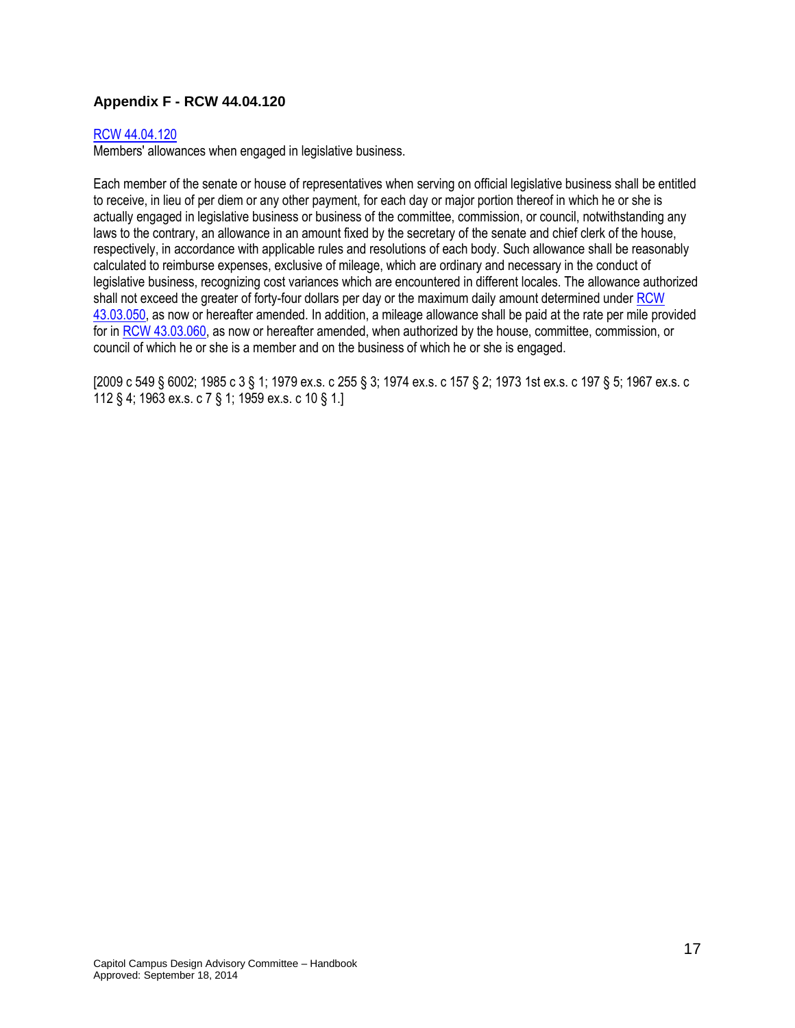## Appendix F - RCW 44.04.120

RCW 44.04.120
Members' allowances when engaged in legislative business.

Each member of the senate or house of representatives when serving on official legislative business shall be entitled to receive, in lieu of per diem or any other payment, for each day or major portion thereof in which he or she is actually engaged in legislative business or business of the committee, commission, or council, notwithstanding any laws to the contrary, an allowance in an amount fixed by the secretary of the senate and chief clerk of the house, respectively, in accordance with applicable rules and resolutions of each body. Such allowance shall be reasonably calculated to reimburse expenses, exclusive of mileage, which are ordinary and necessary in the conduct of legislative business, recognizing cost variances which are encountered in different locales. The allowance authorized shall not exceed the greater of forty-four dollars per day or the maximum daily amount determined under RCW 43.03.050, as now or hereafter amended. In addition, a mileage allowance shall be paid at the rate per mile provided for in RCW 43.03.060, as now or hereafter amended, when authorized by the house, committee, commission, or council of which he or she is a member and on the business of which he or she is engaged.

[2009 c 549 § 6002; 1985 c 3 § 1; 1979 ex.s. c 255 § 3; 1974 ex.s. c 157 § 2; 1973 1st ex.s. c 197 § 5; 1967 ex.s. c 112 § 4; 1963 ex.s. c 7 § 1; 1959 ex.s. c 10 § 1.]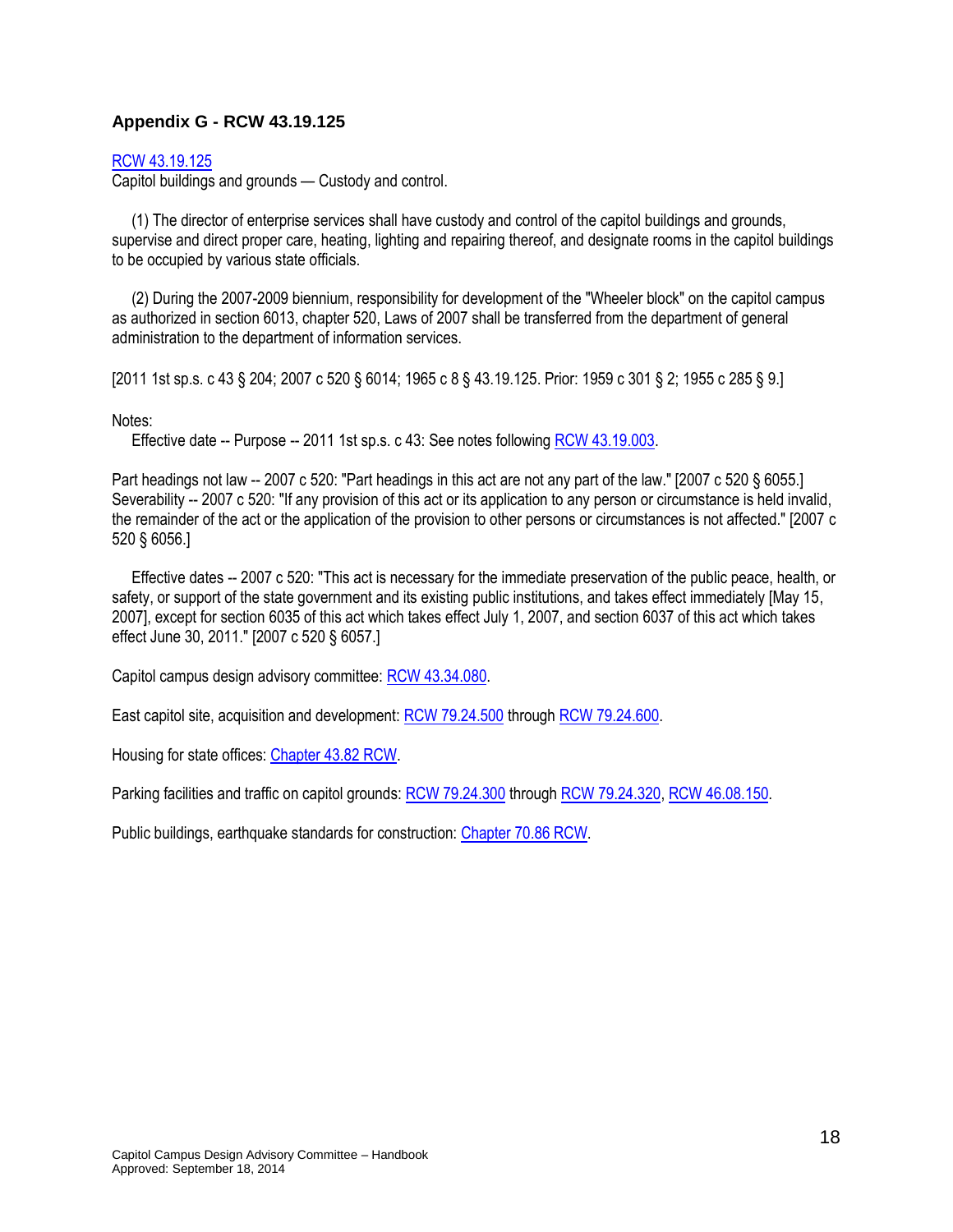### Appendix G - RCW 43.19.125

RCW 43.19.125
Capitol buildings and grounds — Custody and control.

(1) The director of enterprise services shall have custody and control of the capitol buildings and grounds, supervise and direct proper care, heating, lighting and repairing thereof, and designate rooms in the capitol buildings to be occupied by various state officials.

(2) During the 2007-2009 biennium, responsibility for development of the "Wheeler block" on the capitol campus as authorized in section 6013, chapter 520, Laws of 2007 shall be transferred from the department of general administration to the department of information services.

[2011 1st sp.s. c 43 § 204; 2007 c 520 § 6014; 1965 c 8 § 43.19.125. Prior: 1959 c 301 § 2; 1955 c 285 § 9.]

Notes:
Effective date -- Purpose -- 2011 1st sp.s. c 43: See notes following RCW 43.19.003.

Part headings not law -- 2007 c 520: "Part headings in this act are not any part of the law." [2007 c 520 § 6055.]
Severability -- 2007 c 520: "If any provision of this act or its application to any person or circumstance is held invalid, the remainder of the act or the application of the provision to other persons or circumstances is not affected." [2007 c 520 § 6056.]

Effective dates -- 2007 c 520: "This act is necessary for the immediate preservation of the public peace, health, or safety, or support of the state government and its existing public institutions, and takes effect immediately [May 15, 2007], except for section 6035 of this act which takes effect July 1, 2007, and section 6037 of this act which takes effect June 30, 2011." [2007 c 520 § 6057.]

Capitol campus design advisory committee: RCW 43.34.080.

East capitol site, acquisition and development: RCW 79.24.500 through RCW 79.24.600.

Housing for state offices: Chapter 43.82 RCW.

Parking facilities and traffic on capitol grounds: RCW 79.24.300 through RCW 79.24.320, RCW 46.08.150.

Public buildings, earthquake standards for construction: Chapter 70.86 RCW.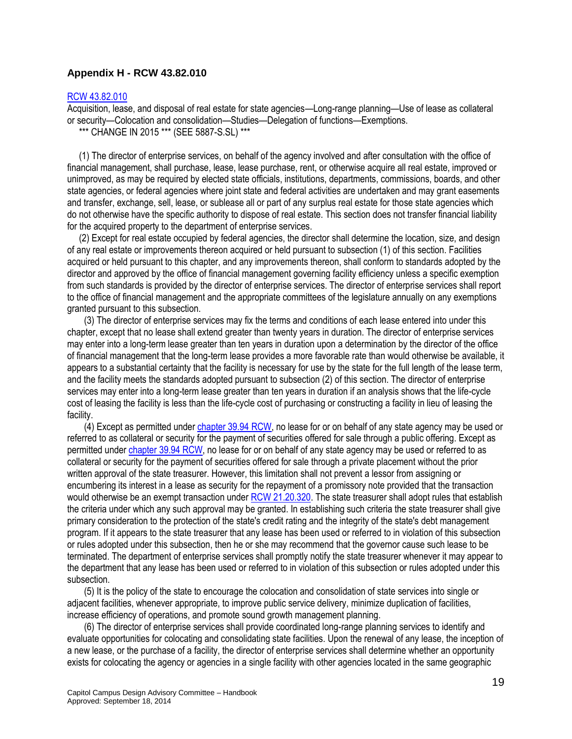## Appendix H - RCW 43.82.010

RCW 43.82.010

Acquisition, lease, and disposal of real estate for state agencies—Long-range planning—Use of lease as collateral or security—Colocation and consolidation—Studies—Delegation of functions—Exemptions.

*** CHANGE IN 2015 *** (SEE 5887-S.SL) ***

(1) The director of enterprise services, on behalf of the agency involved and after consultation with the office of financial management, shall purchase, lease, lease purchase, rent, or otherwise acquire all real estate, improved or unimproved, as may be required by elected state officials, institutions, departments, commissions, boards, and other state agencies, or federal agencies where joint state and federal activities are undertaken and may grant easements and transfer, exchange, sell, lease, or sublease all or part of any surplus real estate for those state agencies which do not otherwise have the specific authority to dispose of real estate. This section does not transfer financial liability for the acquired property to the department of enterprise services.

(2) Except for real estate occupied by federal agencies, the director shall determine the location, size, and design of any real estate or improvements thereon acquired or held pursuant to subsection (1) of this section. Facilities acquired or held pursuant to this chapter, and any improvements thereon, shall conform to standards adopted by the director and approved by the office of financial management governing facility efficiency unless a specific exemption from such standards is provided by the director of enterprise services. The director of enterprise services shall report to the office of financial management and the appropriate committees of the legislature annually on any exemptions granted pursuant to this subsection.

(3) The director of enterprise services may fix the terms and conditions of each lease entered into under this chapter, except that no lease shall extend greater than twenty years in duration. The director of enterprise services may enter into a long-term lease greater than ten years in duration upon a determination by the director of the office of financial management that the long-term lease provides a more favorable rate than would otherwise be available, it appears to a substantial certainty that the facility is necessary for use by the state for the full length of the lease term, and the facility meets the standards adopted pursuant to subsection (2) of this section. The director of enterprise services may enter into a long-term lease greater than ten years in duration if an analysis shows that the life-cycle cost of leasing the facility is less than the life-cycle cost of purchasing or constructing a facility in lieu of leasing the facility.

(4) Except as permitted under chapter 39.94 RCW, no lease for or on behalf of any state agency may be used or referred to as collateral or security for the payment of securities offered for sale through a public offering. Except as permitted under chapter 39.94 RCW, no lease for or on behalf of any state agency may be used or referred to as collateral or security for the payment of securities offered for sale through a private placement without the prior written approval of the state treasurer. However, this limitation shall not prevent a lessor from assigning or encumbering its interest in a lease as security for the repayment of a promissory note provided that the transaction would otherwise be an exempt transaction under RCW 21.20.320. The state treasurer shall adopt rules that establish the criteria under which any such approval may be granted. In establishing such criteria the state treasurer shall give primary consideration to the protection of the state's credit rating and the integrity of the state's debt management program. If it appears to the state treasurer that any lease has been used or referred to in violation of this subsection or rules adopted under this subsection, then he or she may recommend that the governor cause such lease to be terminated. The department of enterprise services shall promptly notify the state treasurer whenever it may appear to the department that any lease has been used or referred to in violation of this subsection or rules adopted under this subsection.

(5) It is the policy of the state to encourage the colocation and consolidation of state services into single or adjacent facilities, whenever appropriate, to improve public service delivery, minimize duplication of facilities, increase efficiency of operations, and promote sound growth management planning.

(6) The director of enterprise services shall provide coordinated long-range planning services to identify and evaluate opportunities for colocating and consolidating state facilities. Upon the renewal of any lease, the inception of a new lease, or the purchase of a facility, the director of enterprise services shall determine whether an opportunity exists for colocating the agency or agencies in a single facility with other agencies located in the same geographic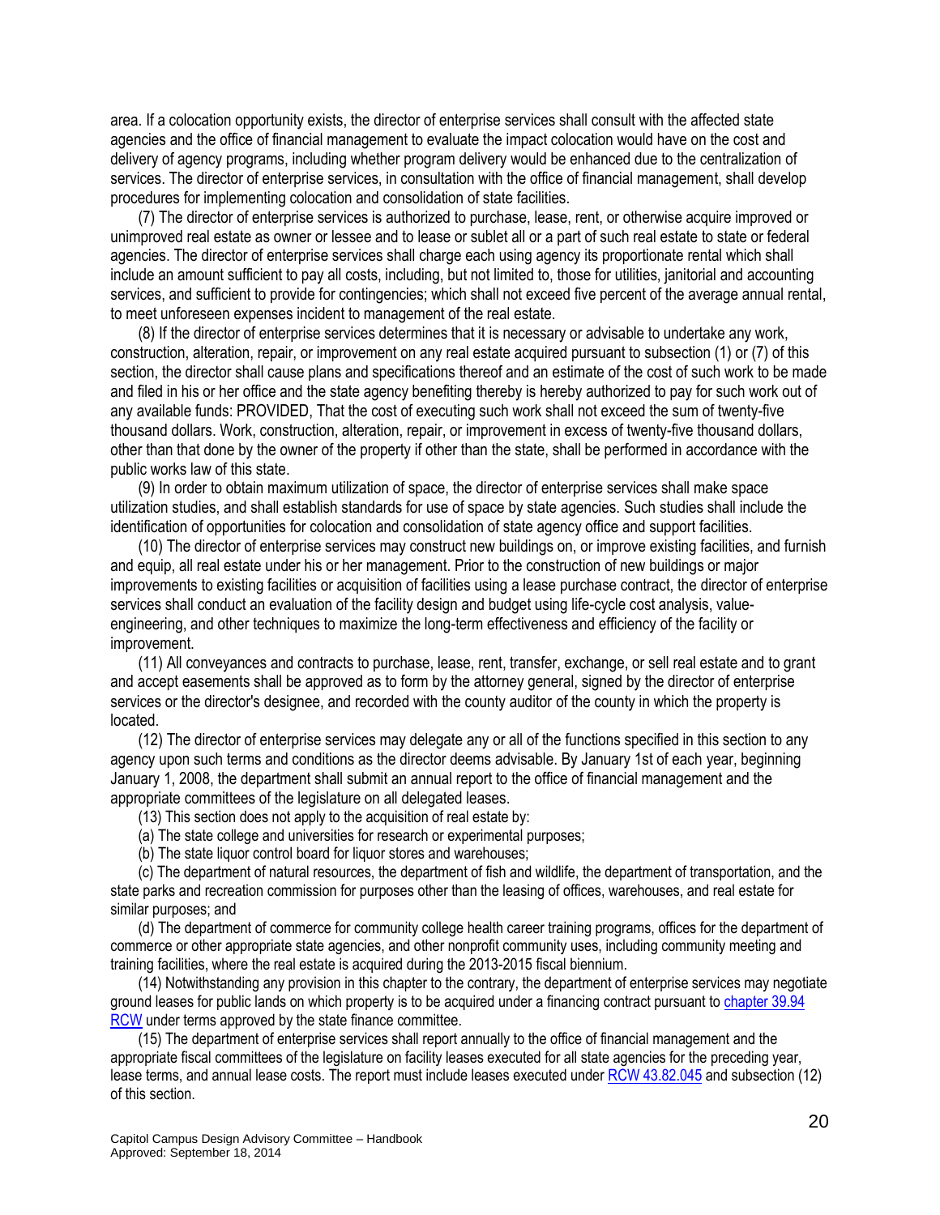area. If a colocation opportunity exists, the director of enterprise services shall consult with the affected state agencies and the office of financial management to evaluate the impact colocation would have on the cost and delivery of agency programs, including whether program delivery would be enhanced due to the centralization of services. The director of enterprise services, in consultation with the office of financial management, shall develop procedures for implementing colocation and consolidation of state facilities.

(7) The director of enterprise services is authorized to purchase, lease, rent, or otherwise acquire improved or unimproved real estate as owner or lessee and to lease or sublet all or a part of such real estate to state or federal agencies. The director of enterprise services shall charge each using agency its proportionate rental which shall include an amount sufficient to pay all costs, including, but not limited to, those for utilities, janitorial and accounting services, and sufficient to provide for contingencies; which shall not exceed five percent of the average annual rental, to meet unforeseen expenses incident to management of the real estate.

(8) If the director of enterprise services determines that it is necessary or advisable to undertake any work, construction, alteration, repair, or improvement on any real estate acquired pursuant to subsection (1) or (7) of this section, the director shall cause plans and specifications thereof and an estimate of the cost of such work to be made and filed in his or her office and the state agency benefiting thereby is hereby authorized to pay for such work out of any available funds: PROVIDED, That the cost of executing such work shall not exceed the sum of twenty-five thousand dollars. Work, construction, alteration, repair, or improvement in excess of twenty-five thousand dollars, other than that done by the owner of the property if other than the state, shall be performed in accordance with the public works law of this state.

(9) In order to obtain maximum utilization of space, the director of enterprise services shall make space utilization studies, and shall establish standards for use of space by state agencies. Such studies shall include the identification of opportunities for colocation and consolidation of state agency office and support facilities.

(10) The director of enterprise services may construct new buildings on, or improve existing facilities, and furnish and equip, all real estate under his or her management. Prior to the construction of new buildings or major improvements to existing facilities or acquisition of facilities using a lease purchase contract, the director of enterprise services shall conduct an evaluation of the facility design and budget using life-cycle cost analysis, value-engineering, and other techniques to maximize the long-term effectiveness and efficiency of the facility or improvement.

(11) All conveyances and contracts to purchase, lease, rent, transfer, exchange, or sell real estate and to grant and accept easements shall be approved as to form by the attorney general, signed by the director of enterprise services or the director's designee, and recorded with the county auditor of the county in which the property is located.

(12) The director of enterprise services may delegate any or all of the functions specified in this section to any agency upon such terms and conditions as the director deems advisable. By January 1st of each year, beginning January 1, 2008, the department shall submit an annual report to the office of financial management and the appropriate committees of the legislature on all delegated leases.

(13) This section does not apply to the acquisition of real estate by:

(a) The state college and universities for research or experimental purposes;

(b) The state liquor control board for liquor stores and warehouses;

(c) The department of natural resources, the department of fish and wildlife, the department of transportation, and the state parks and recreation commission for purposes other than the leasing of offices, warehouses, and real estate for similar purposes; and

(d) The department of commerce for community college health career training programs, offices for the department of commerce or other appropriate state agencies, and other nonprofit community uses, including community meeting and training facilities, where the real estate is acquired during the 2013-2015 fiscal biennium.

(14) Notwithstanding any provision in this chapter to the contrary, the department of enterprise services may negotiate ground leases for public lands on which property is to be acquired under a financing contract pursuant to chapter 39.94 RCW under terms approved by the state finance committee.

(15) The department of enterprise services shall report annually to the office of financial management and the appropriate fiscal committees of the legislature on facility leases executed for all state agencies for the preceding year, lease terms, and annual lease costs. The report must include leases executed under RCW 43.82.045 and subsection (12) of this section.